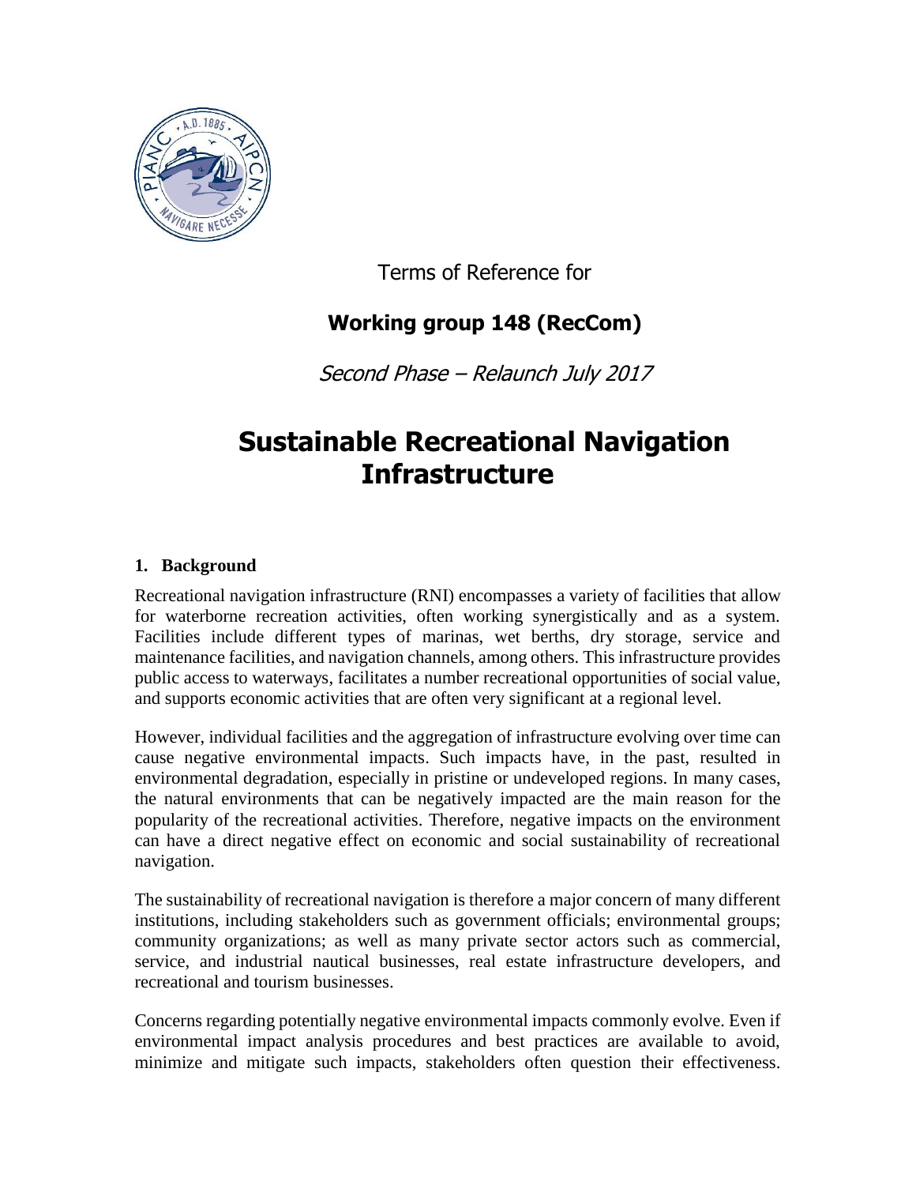Terms of Reference for

**Working group 148 (RecCom)**

*Second Phase – Relaunch July 2017*

# Sustainable Recreational Navigation Infrastructure

## 1. Background

Recreational navigation infrastructure (RNI) encompasses a variety of facilities that allow for waterborne recreation activities, often working synergistically and as a system. Facilities include different types of marinas, wet berths, dry storage, service and maintenance facilities, and navigation channels, among others. This infrastructure provides public access to waterways, facilitates a number recreational opportunities of social value, and supports economic activities that are often very significant at a regional level.

However, individual facilities and the aggregation of infrastructure evolving over time can cause negative environmental impacts. Such impacts have, in the past, resulted in environmental degradation, especially in pristine or undeveloped regions. In many cases, the natural environments that can be negatively impacted are the main reason for the popularity of the recreational activities. Therefore, negative impacts on the environment can have a direct negative effect on economic and social sustainability of recreational navigation.

The sustainability of recreational navigation is therefore a major concern of many different institutions, including stakeholders such as government officials; environmental groups; community organizations; as well as many private sector actors such as commercial, service, and industrial nautical businesses, real estate infrastructure developers, and recreational and tourism businesses.

Concerns regarding potentially negative environmental impacts commonly evolve. Even if environmental impact analysis procedures and best practices are available to avoid, minimize and mitigate such impacts, stakeholders often question their effectiveness.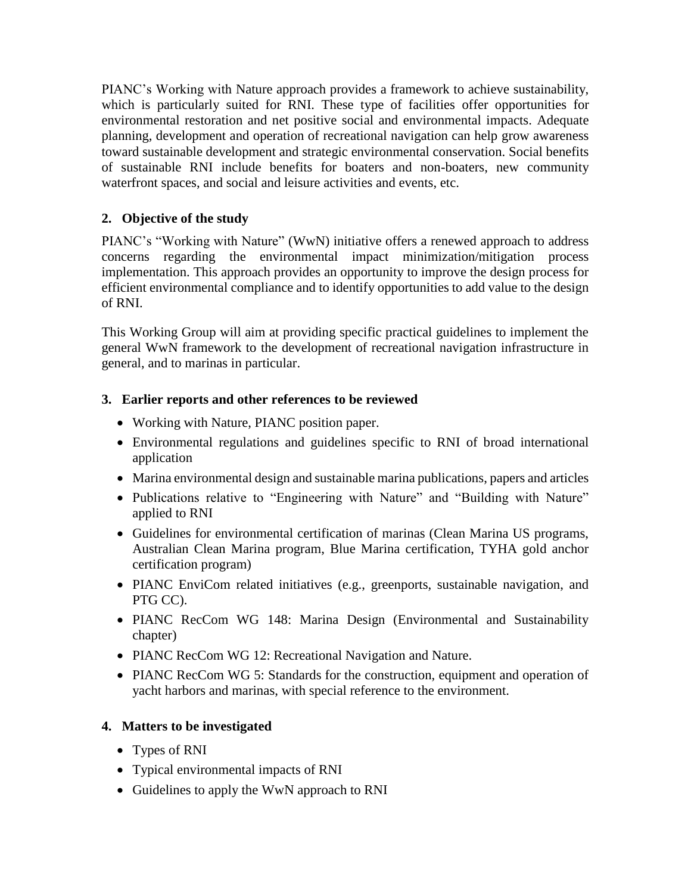PIANC's Working with Nature approach provides a framework to achieve sustainability, which is particularly suited for RNI. These type of facilities offer opportunities for environmental restoration and net positive social and environmental impacts. Adequate planning, development and operation of recreational navigation can help grow awareness toward sustainable development and strategic environmental conservation. Social benefits of sustainable RNI include benefits for boaters and non-boaters, new community waterfront spaces, and social and leisure activities and events, etc.

## 2. Objective of the study

PIANC's "Working with Nature" (WwN) initiative offers a renewed approach to address concerns regarding the environmental impact minimization/mitigation process implementation. This approach provides an opportunity to improve the design process for efficient environmental compliance and to identify opportunities to add value to the design of RNI.

This Working Group will aim at providing specific practical guidelines to implement the general WwN framework to the development of recreational navigation infrastructure in general, and to marinas in particular.

## 3. Earlier reports and other references to be reviewed

- Working with Nature, PIANC position paper.
- Environmental regulations and guidelines specific to RNI of broad international application
- Marina environmental design and sustainable marina publications, papers and articles
- Publications relative to "Engineering with Nature" and "Building with Nature" applied to RNI
- Guidelines for environmental certification of marinas (Clean Marina US programs, Australian Clean Marina program, Blue Marina certification, TYHA gold anchor certification program)
- PIANC EnviCom related initiatives (e.g., greenports, sustainable navigation, and PTG CC).
- PIANC RecCom WG 148: Marina Design (Environmental and Sustainability chapter)
- PIANC RecCom WG 12: Recreational Navigation and Nature.
- PIANC RecCom WG 5: Standards for the construction, equipment and operation of yacht harbors and marinas, with special reference to the environment.

## 4. Matters to be investigated

- Types of RNI
- Typical environmental impacts of RNI
- Guidelines to apply the WwN approach to RNI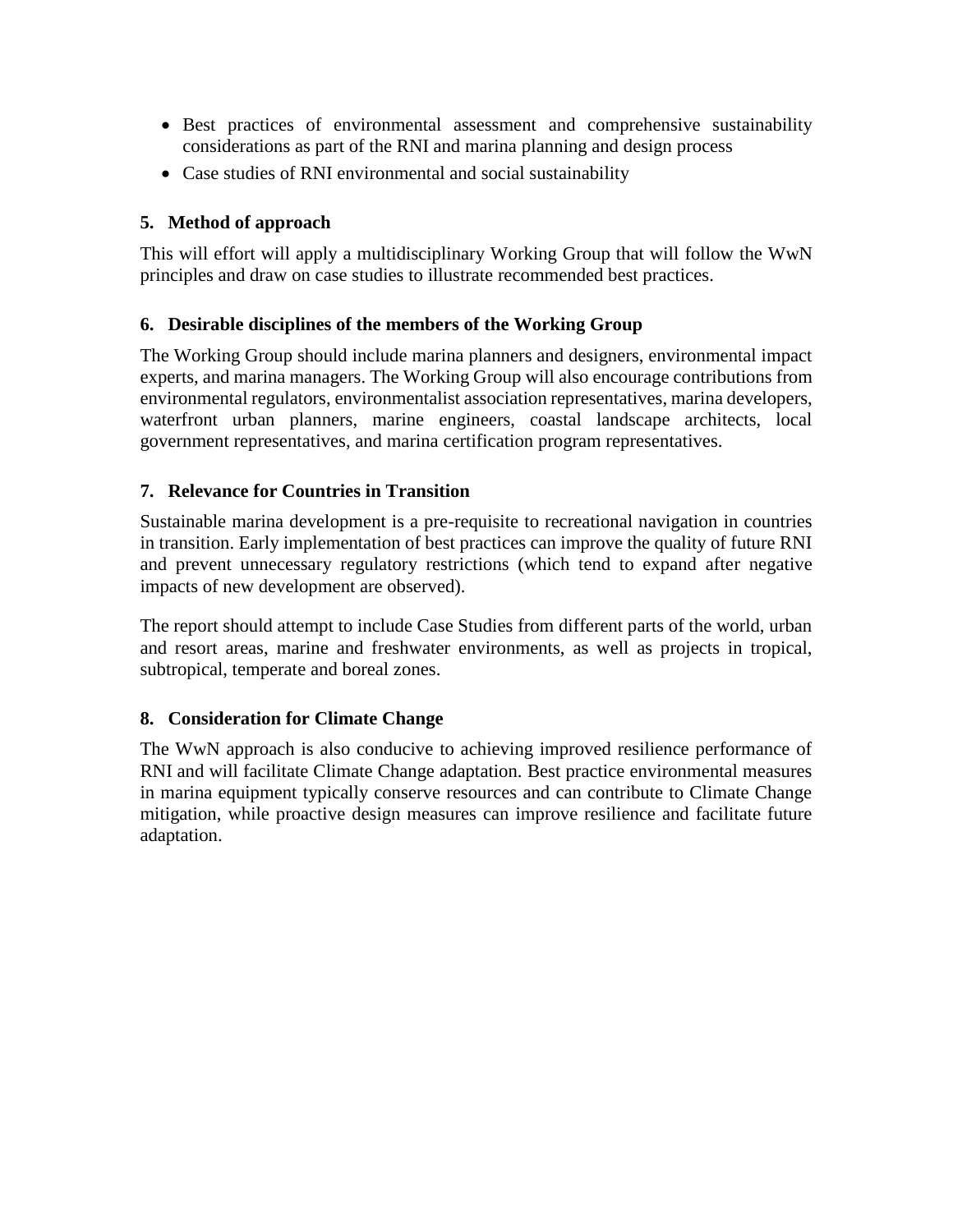- Best practices of environmental assessment and comprehensive sustainability considerations as part of the RNI and marina planning and design process
- Case studies of RNI environmental and social sustainability

## 5. Method of approach

This will effort will apply a multidisciplinary Working Group that will follow the WwN principles and draw on case studies to illustrate recommended best practices.

## 6. Desirable disciplines of the members of the Working Group

The Working Group should include marina planners and designers, environmental impact experts, and marina managers. The Working Group will also encourage contributions from environmental regulators, environmentalist association representatives, marina developers, waterfront urban planners, marine engineers, coastal landscape architects, local government representatives, and marina certification program representatives.

## 7. Relevance for Countries in Transition

Sustainable marina development is a pre-requisite to recreational navigation in countries in transition. Early implementation of best practices can improve the quality of future RNI and prevent unnecessary regulatory restrictions (which tend to expand after negative impacts of new development are observed).

The report should attempt to include Case Studies from different parts of the world, urban and resort areas, marine and freshwater environments, as well as projects in tropical, subtropical, temperate and boreal zones.

## 8. Consideration for Climate Change

The WwN approach is also conducive to achieving improved resilience performance of RNI and will facilitate Climate Change adaptation. Best practice environmental measures in marina equipment typically conserve resources and can contribute to Climate Change mitigation, while proactive design measures can improve resilience and facilitate future adaptation.